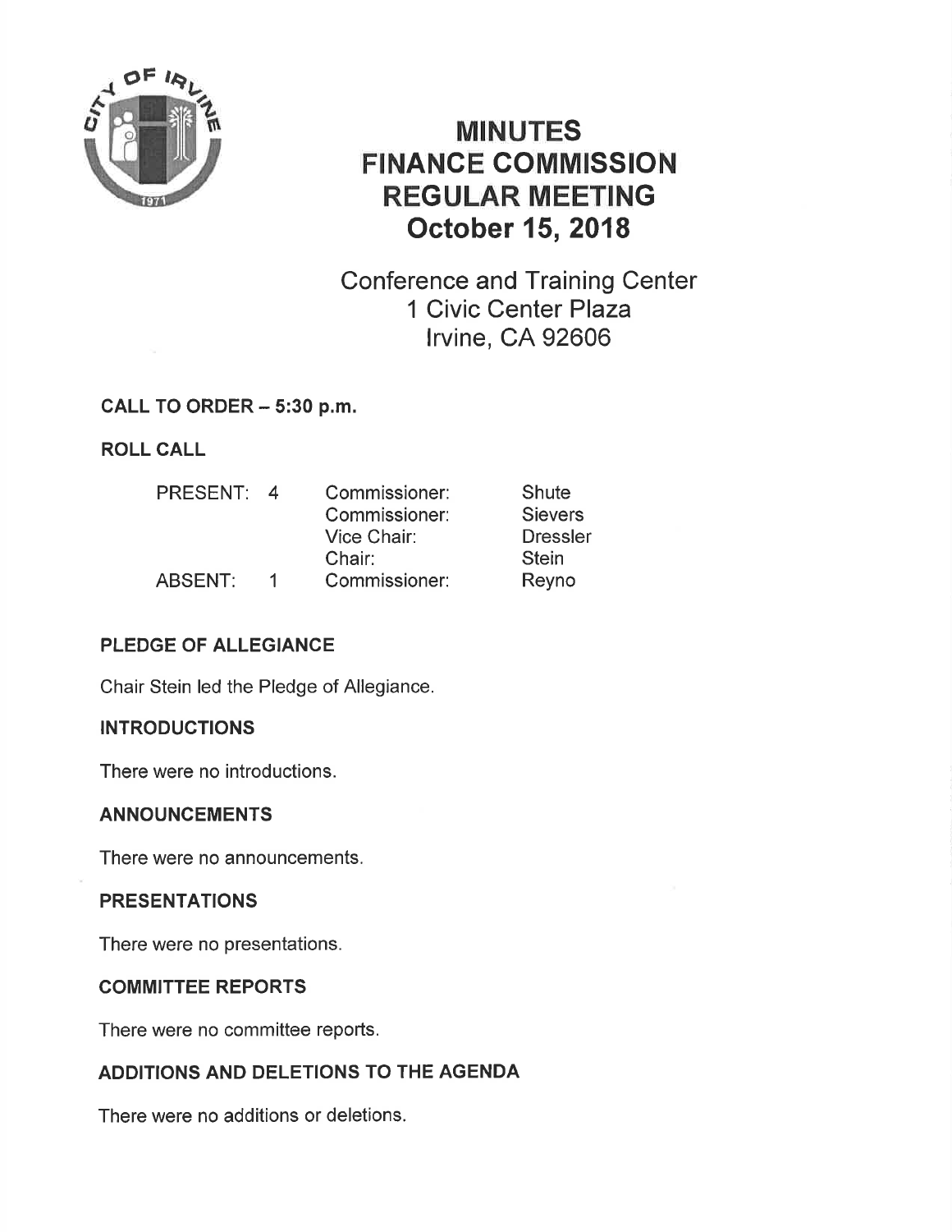# MINUTES
# FINANCE COMMISSION
# REGULAR MEETING
# October 15, 2018

Conference and Training Center
1 Civic Center Plaza
Irvine, CA 92606

**CALL TO ORDER – 5:30 p.m.**

**ROLL CALL**

| | | | |
|---|---|---|---|
| PRESENT: | 4 | Commissioner: | Shute |
| | | Commissioner: | Sievers |
| | | Vice Chair: | Dressler |
| | | Chair: | Stein |
| ABSENT: | 1 | Commissioner: | Reyno |

**PLEDGE OF ALLEGIANCE**

Chair Stein led the Pledge of Allegiance.

**INTRODUCTIONS**

There were no introductions.

**ANNOUNCEMENTS**

There were no announcements.

**PRESENTATIONS**

There were no presentations.

**COMMITTEE REPORTS**

There were no committee reports.

**ADDITIONS AND DELETIONS TO THE AGENDA**

There were no additions or deletions.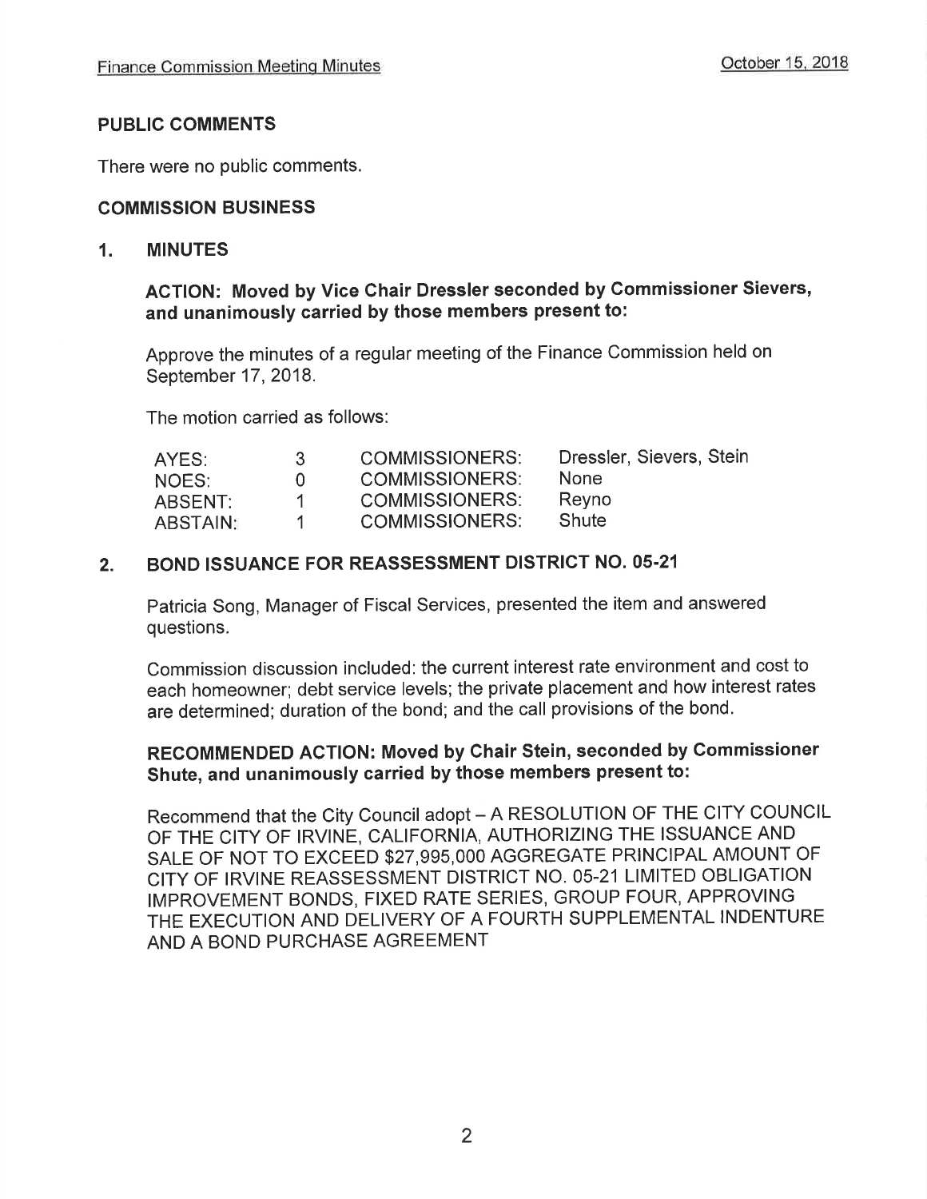## PUBLIC COMMENTS

There were no public comments.

## COMMISSION BUSINESS

### 1. MINUTES

**ACTION: Moved by Vice Chair Dressler seconded by Commissioner Sievers, and unanimously carried by those members present to:**

Approve the minutes of a regular meeting of the Finance Commission held on September 17, 2018.

The motion carried as follows:

| | | | |
|---|---|---|---|
| AYES: | 3 | COMMISSIONERS: | Dressler, Sievers, Stein |
| NOES: | 0 | COMMISSIONERS: | None |
| ABSENT: | 1 | COMMISSIONERS: | Reyno |
| ABSTAIN: | 1 | COMMISSIONERS: | Shute |

### 2. BOND ISSUANCE FOR REASSESSMENT DISTRICT NO. 05-21

Patricia Song, Manager of Fiscal Services, presented the item and answered questions.

Commission discussion included: the current interest rate environment and cost to each homeowner; debt service levels; the private placement and how interest rates are determined; duration of the bond; and the call provisions of the bond.

**RECOMMENDED ACTION: Moved by Chair Stein, seconded by Commissioner Shute, and unanimously carried by those members present to:**

Recommend that the City Council adopt – A RESOLUTION OF THE CITY COUNCIL OF THE CITY OF IRVINE, CALIFORNIA, AUTHORIZING THE ISSUANCE AND SALE OF NOT TO EXCEED $27,995,000 AGGREGATE PRINCIPAL AMOUNT OF CITY OF IRVINE REASSESSMENT DISTRICT NO. 05-21 LIMITED OBLIGATION IMPROVEMENT BONDS, FIXED RATE SERIES, GROUP FOUR, APPROVING THE EXECUTION AND DELIVERY OF A FOURTH SUPPLEMENTAL INDENTURE AND A BOND PURCHASE AGREEMENT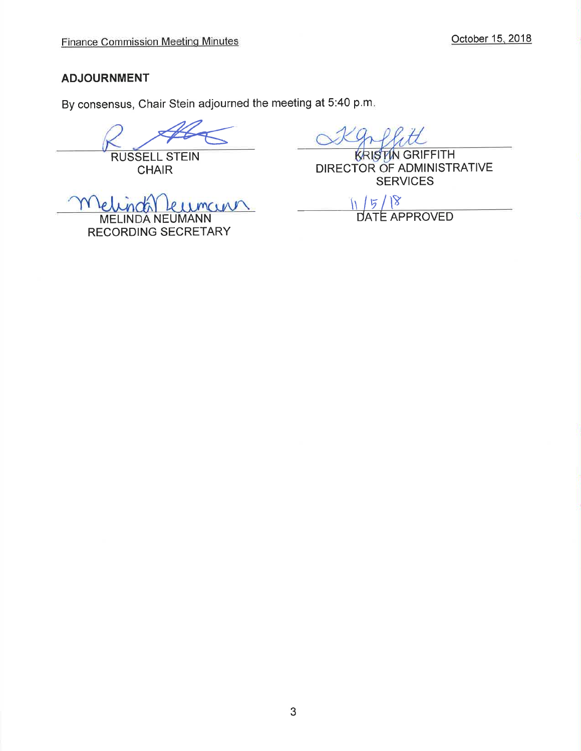## ADJOURNMENT

By consensus, Chair Stein adjourned the meeting at 5:40 p.m.

RUSSELL STEIN
CHAIR

KRISTIN GRIFFITH
DIRECTOR OF ADMINISTRATIVE SERVICES

MELINDA NEUMANN
RECORDING SECRETARY

11/5/18
DATE APPROVED